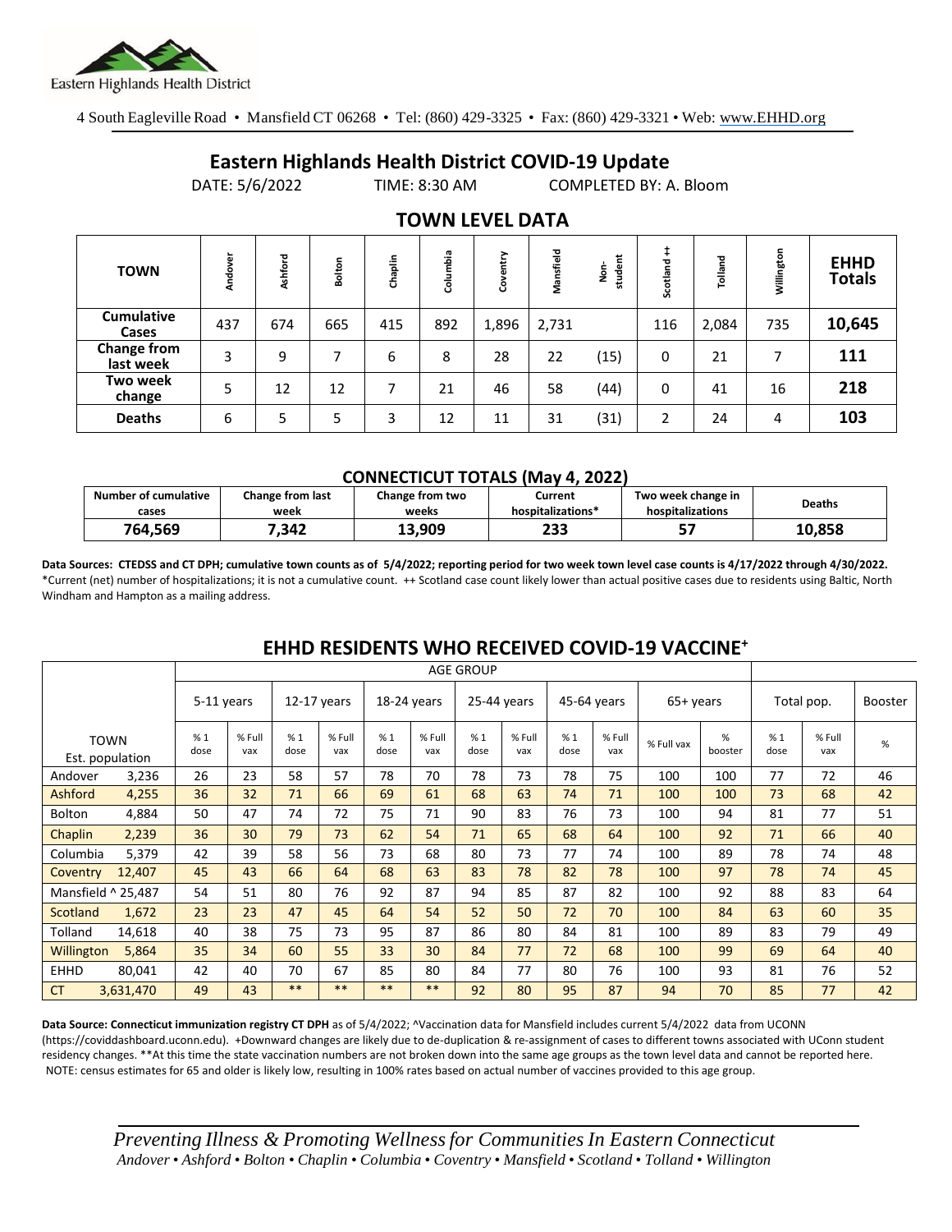Eastern Highlands Health District

4 South Eagleville Road • Mansfield CT 06268 • Tel: (860) 429-3325 • Fax: (860) 429-3321 • Web: www.EHHD.org

# Eastern Highlands Health District COVID-19 Update

DATE: 5/6/2022 TIME: 8:30 AM COMPLETED BY: A. Bloom

## TOWN LEVEL DATA

| TOWN | Andover | Ashford | Bolton | Chaplin | Columbia | Coventry | Mansfield | Non-student | Scotland ++ | Tolland | Willington | EHHD Totals |
|---|---|---|---|---|---|---|---|---|---|---|---|---|
| Cumulative Cases | 437 | 674 | 665 | 415 | 892 | 1,896 | 2,731 | | 116 | 2,084 | 735 | **10,645** |
| Change from last week | 3 | 9 | 7 | 6 | 8 | 28 | 22 | (15) | 0 | 21 | 7 | **111** |
| Two week change | 5 | 12 | 12 | 7 | 21 | 46 | 58 | (44) | 0 | 41 | 16 | **218** |
| Deaths | 6 | 5 | 5 | 3 | 12 | 11 | 31 | (31) | 2 | 24 | 4 | **103** |

### CONNECTICUT TOTALS (May 4, 2022)

| Number of cumulative cases | Change from last week | Change from two weeks | Current hospitalizations* | Two week change in hospitalizations | Deaths |
|---|---|---|---|---|---|
| **764,569** | **7,342** | **13,909** | **233** | **57** | **10,858** |

**Data Sources: CTEDSS and CT DPH; cumulative town counts as of 5/4/2022; reporting period for two week town level case counts is 4/17/2022 through 4/30/2022.** *Current (net) number of hospitalizations; it is not a cumulative count. ++ Scotland case count likely lower than actual positive cases due to residents using Baltic, North Windham and Hampton as a mailing address.

## EHHD RESIDENTS WHO RECEIVED COVID-19 VACCINE+

| | AGE GROUP | | | | | | | | | | | | | | |
|---|---|---|---|---|---|---|---|---|---|---|---|---|---|---|---|
| | 5-11 years | | 12-17 years | | 18-24 years | | 25-44 years | | 45-64 years | | 65+ years | | Total pop. | | Booster |
| TOWN Est. population | % 1 dose | % Full vax | % 1 dose | % Full vax | % 1 dose | % Full vax | % 1 dose | % Full vax | % 1 dose | % Full vax | % Full vax | % booster | % 1 dose | % Full vax | % |
| Andover 3,236 | 26 | 23 | 58 | 57 | 78 | 70 | 78 | 73 | 78 | 75 | 100 | 100 | 77 | 72 | 46 |
| Ashford 4,255 | 36 | 32 | 71 | 66 | 69 | 61 | 68 | 63 | 74 | 71 | 100 | 100 | 73 | 68 | 42 |
| Bolton 4,884 | 50 | 47 | 74 | 72 | 75 | 71 | 90 | 83 | 76 | 73 | 100 | 94 | 81 | 77 | 51 |
| Chaplin 2,239 | 36 | 30 | 79 | 73 | 62 | 54 | 71 | 65 | 68 | 64 | 100 | 92 | 71 | 66 | 40 |
| Columbia 5,379 | 42 | 39 | 58 | 56 | 73 | 68 | 80 | 73 | 77 | 74 | 100 | 89 | 78 | 74 | 48 |
| Coventry 12,407 | 45 | 43 | 66 | 64 | 68 | 63 | 83 | 78 | 82 | 78 | 100 | 97 | 78 | 74 | 45 |
| Mansfield ^ 25,487 | 54 | 51 | 80 | 76 | 92 | 87 | 94 | 85 | 87 | 82 | 100 | 92 | 88 | 83 | 64 |
| Scotland 1,672 | 23 | 23 | 47 | 45 | 64 | 54 | 52 | 50 | 72 | 70 | 100 | 84 | 63 | 60 | 35 |
| Tolland 14,618 | 40 | 38 | 75 | 73 | 95 | 87 | 86 | 80 | 84 | 81 | 100 | 89 | 83 | 79 | 49 |
| Willington 5,864 | 35 | 34 | 60 | 55 | 33 | 30 | 84 | 77 | 72 | 68 | 100 | 99 | 69 | 64 | 40 |
| EHHD 80,041 | 42 | 40 | 70 | 67 | 85 | 80 | 84 | 77 | 80 | 76 | 100 | 93 | 81 | 76 | 52 |
| CT 3,631,470 | 49 | 43 | ** | ** | ** | ** | 92 | 80 | 95 | 87 | 94 | 70 | 85 | 77 | 42 |

**Data Source: Connecticut immunization registry CT DPH** as of 5/4/2022; ^Vaccination data for Mansfield includes current 5/4/2022 data from UCONN (https://coviddashboard.uconn.edu). +Downward changes are likely due to de-duplication & re-assignment of cases to different towns associated with UConn student residency changes. **At this time the state vaccination numbers are not broken down into the same age groups as the town level data and cannot be reported here. NOTE: census estimates for 65 and older is likely low, resulting in 100% rates based on actual number of vaccines provided to this age group.

*Preventing Illness & Promoting Wellness for Communities In Eastern Connecticut*
*Andover • Ashford • Bolton • Chaplin • Columbia • Coventry • Mansfield • Scotland • Tolland • Willington*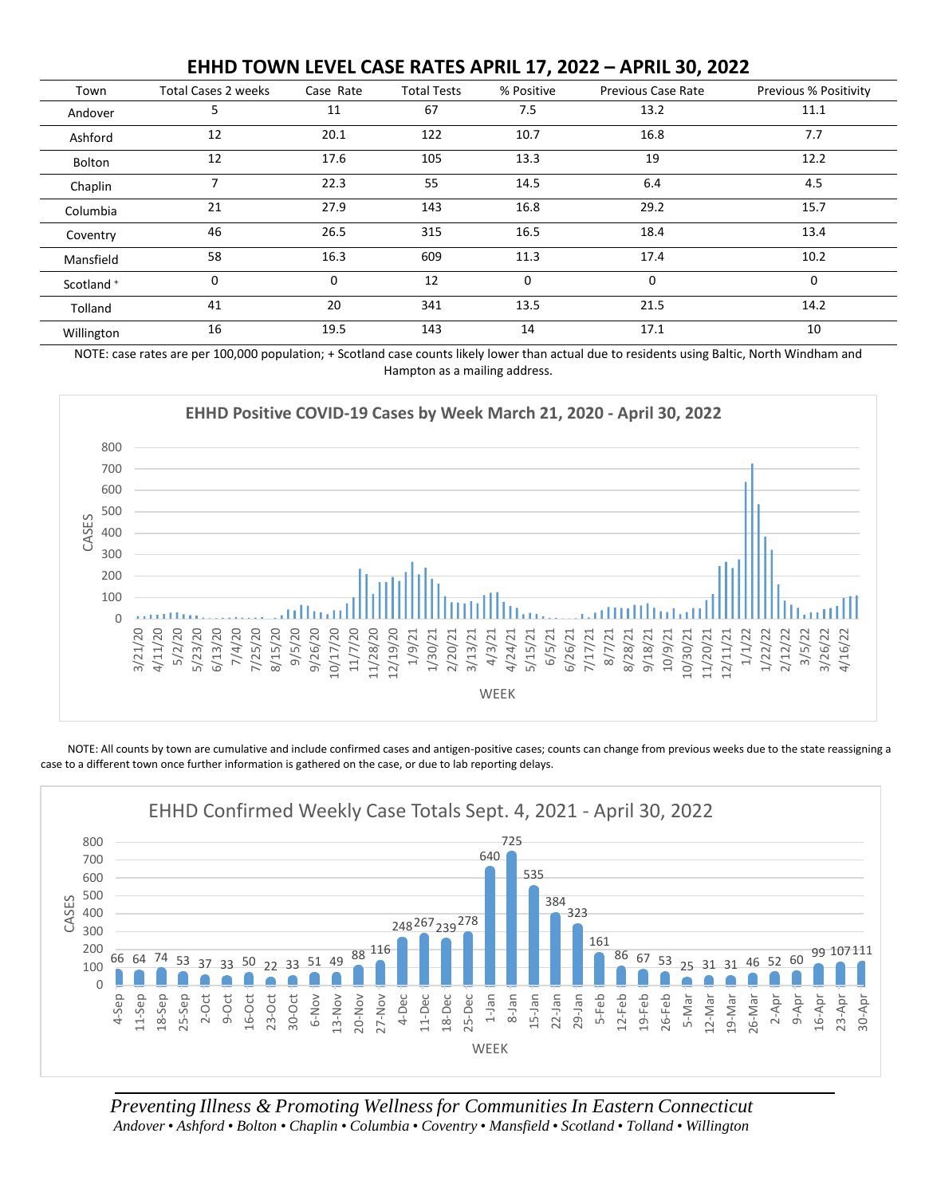## EHHD TOWN LEVEL CASE RATES APRIL 17, 2022 – APRIL 30, 2022

| Town | Total Cases 2 weeks | Case Rate | Total Tests | % Positive | Previous Case Rate | Previous % Positivity |
|---|---|---|---|---|---|---|
| Andover | 5 | 11 | 67 | 7.5 | 13.2 | 11.1 |
| Ashford | 12 | 20.1 | 122 | 10.7 | 16.8 | 7.7 |
| Bolton | 12 | 17.6 | 105 | 13.3 | 19 | 12.2 |
| Chaplin | 7 | 22.3 | 55 | 14.5 | 6.4 | 4.5 |
| Columbia | 21 | 27.9 | 143 | 16.8 | 29.2 | 15.7 |
| Coventry | 46 | 26.5 | 315 | 16.5 | 18.4 | 13.4 |
| Mansfield | 58 | 16.3 | 609 | 11.3 | 17.4 | 10.2 |
| Scotland + | 0 | 0 | 12 | 0 | 0 | 0 |
| Tolland | 41 | 20 | 341 | 13.5 | 21.5 | 14.2 |
| Willington | 16 | 19.5 | 143 | 14 | 17.1 | 10 |

NOTE: case rates are per 100,000 population; + Scotland case counts likely lower than actual due to residents using Baltic, North Windham and Hampton as a mailing address.

EHHD Positive COVID-19 Cases by Week March 21, 2020 - April 30, 2022

CASES

800
700
600
500
400
300
200
100
0

3/21/20 4/11/20 5/2/20 5/23/20 6/13/20 7/4/20 7/25/20 8/15/20 9/5/20 9/26/20 10/17/20 11/7/20 11/28/20 12/19/20 1/9/21 1/30/21 2/20/21 3/13/21 4/3/21 4/24/21 5/15/21 6/5/21 6/26/21 7/17/21 8/7/21 8/28/21 9/18/21 10/9/21 10/30/21 11/20/21 12/11/21 1/1/22 1/22/22 2/12/22 3/5/22 3/26/22 4/16/22

WEEK

NOTE: All counts by town are cumulative and include confirmed cases and antigen-positive cases; counts can change from previous weeks due to the state reassigning a case to a different town once further information is gathered on the case, or due to lab reporting delays.

EHHD Confirmed Weekly Case Totals Sept. 4, 2021 - April 30, 2022

CASES

800
700
600
500
400
300
200
100
0

66 64 74 53 37 33 50 22 33 51 49 88 116 248 267 239 278 640 725 535 384 323 161 86 67 53 25 31 31 46 52 60 99 107 111

4-Sep 11-Sep 18-Sep 25-Sep 2-Oct 9-Oct 16-Oct 23-Oct 30-Oct 6-Nov 13-Nov 20-Nov 27-Nov 4-Dec 11-Dec 18-Dec 25-Dec 1-Jan 8-Jan 15-Jan 22-Jan 29-Jan 5-Feb 12-Feb 19-Feb 26-Feb 5-Mar 12-Mar 19-Mar 26-Mar 2-Apr 9-Apr 16-Apr 23-Apr 30-Apr

WEEK

*Preventing Illness & Promoting Wellness for Communities In Eastern Connecticut*
*Andover • Ashford • Bolton • Chaplin • Columbia • Coventry • Mansfield • Scotland • Tolland • Willington*